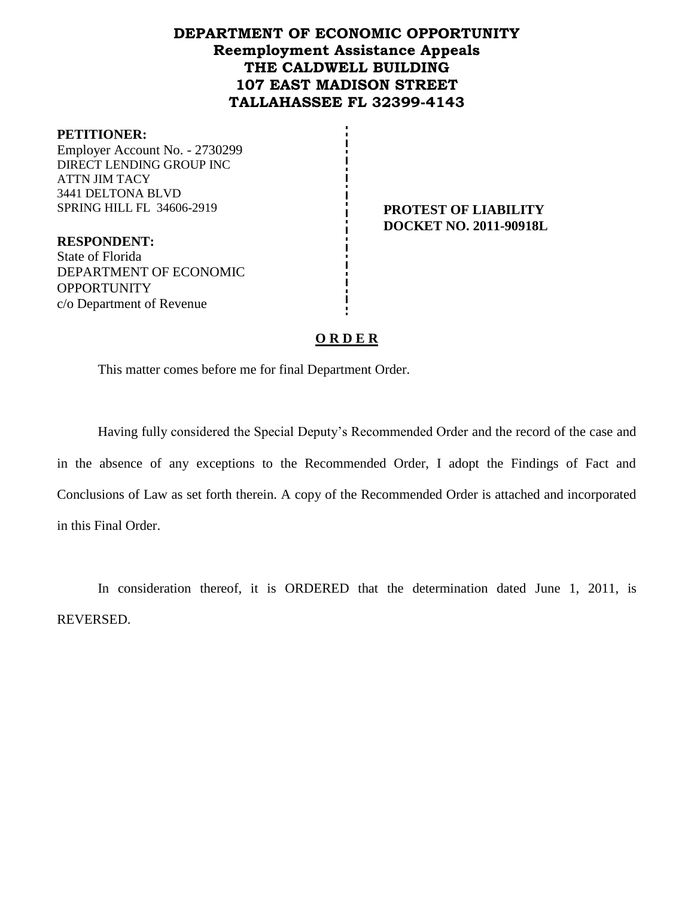# DEPARTMENT OF ECONOMIC OPPORTUNITY
## Reemployment Assistance Appeals
## THE CALDWELL BUILDING
## 107 EAST MADISON STREET
## TALLAHASSEE FL 32399-4143

**PETITIONER:**
Employer Account No. - 2730299
DIRECT LENDING GROUP INC
ATTN JIM TACY
3441 DELTONA BLVD
SPRING HILL FL 34606-2919

**PROTEST OF LIABILITY**
**DOCKET NO. 2011-90918L**

**RESPONDENT:**
State of Florida
DEPARTMENT OF ECONOMIC OPPORTUNITY
c/o Department of Revenue

**O R D E R**

This matter comes before me for final Department Order.

Having fully considered the Special Deputy's Recommended Order and the record of the case and in the absence of any exceptions to the Recommended Order, I adopt the Findings of Fact and Conclusions of Law as set forth therein. A copy of the Recommended Order is attached and incorporated in this Final Order.

In consideration thereof, it is ORDERED that the determination dated June 1, 2011, is REVERSED.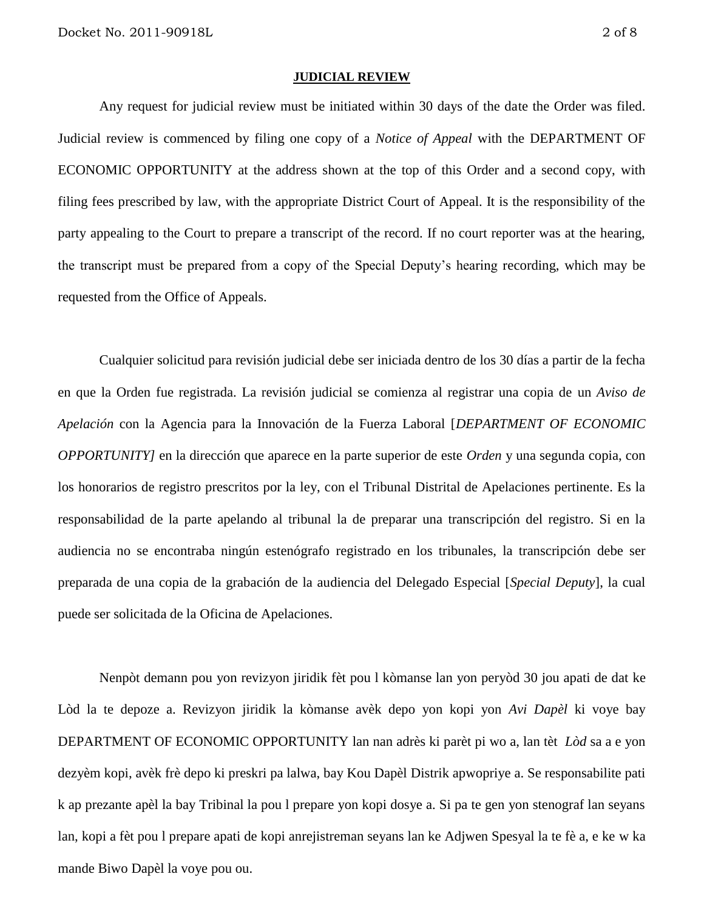## JUDICIAL REVIEW

Any request for judicial review must be initiated within 30 days of the date the Order was filed. Judicial review is commenced by filing one copy of a *Notice of Appeal* with the DEPARTMENT OF ECONOMIC OPPORTUNITY at the address shown at the top of this Order and a second copy, with filing fees prescribed by law, with the appropriate District Court of Appeal. It is the responsibility of the party appealing to the Court to prepare a transcript of the record. If no court reporter was at the hearing, the transcript must be prepared from a copy of the Special Deputy's hearing recording, which may be requested from the Office of Appeals.

Cualquier solicitud para revisión judicial debe ser iniciada dentro de los 30 días a partir de la fecha en que la Orden fue registrada. La revisión judicial se comienza al registrar una copia de un *Aviso de Apelación* con la Agencia para la Innovación de la Fuerza Laboral [*DEPARTMENT OF ECONOMIC OPPORTUNITY]* en la dirección que aparece en la parte superior de este *Orden* y una segunda copia, con los honorarios de registro prescritos por la ley, con el Tribunal Distrital de Apelaciones pertinente. Es la responsabilidad de la parte apelando al tribunal la de preparar una transcripción del registro. Si en la audiencia no se encontraba ningún estenógrafo registrado en los tribunales, la transcripción debe ser preparada de una copia de la grabación de la audiencia del Delegado Especial [*Special Deputy*], la cual puede ser solicitada de la Oficina de Apelaciones.

Nenpòt demann pou yon revizyon jiridik fèt pou l kòmanse lan yon peryòd 30 jou apati de dat ke Lòd la te depoze a. Revizyon jiridik la kòmanse avèk depo yon kopi yon *Avi Dapèl* ki voye bay DEPARTMENT OF ECONOMIC OPPORTUNITY lan nan adrès ki parèt pi wo a, lan tèt *Lòd* sa a e yon dezyèm kopi, avèk frè depo ki preskri pa lalwa, bay Kou Dapèl Distrik apwopriye a. Se responsabilite pati k ap prezante apèl la bay Tribinal la pou l prepare yon kopi dosye a. Si pa te gen yon stenograf lan seyans lan, kopi a fèt pou l prepare apati de kopi anrejistreman seyans lan ke Adjwen Spesyal la te fè a, e ke w ka mande Biwo Dapèl la voye pou ou.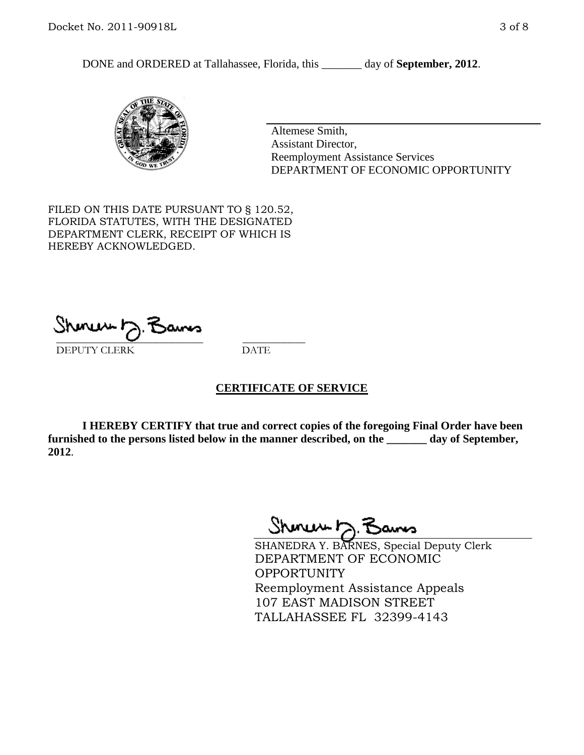DONE and ORDERED at Tallahassee, Florida, this _______ day of **September, 2012**.

Altemese Smith,
Assistant Director,
Reemployment Assistance Services
DEPARTMENT OF ECONOMIC OPPORTUNITY

FILED ON THIS DATE PURSUANT TO § 120.52, FLORIDA STATUTES, WITH THE DESIGNATED DEPARTMENT CLERK, RECEIPT OF WHICH IS HEREBY ACKNOWLEDGED.

___________________________ ___________
DEPUTY CLERK DATE

## CERTIFICATE OF SERVICE

**I HEREBY CERTIFY that true and correct copies of the foregoing Final Order have been furnished to the persons listed below in the manner described, on the _______ day of September, 2012**.

SHANEDRA Y. BARNES, Special Deputy Clerk
DEPARTMENT OF ECONOMIC OPPORTUNITY
Reemployment Assistance Appeals
107 EAST MADISON STREET
TALLAHASSEE FL 32399-4143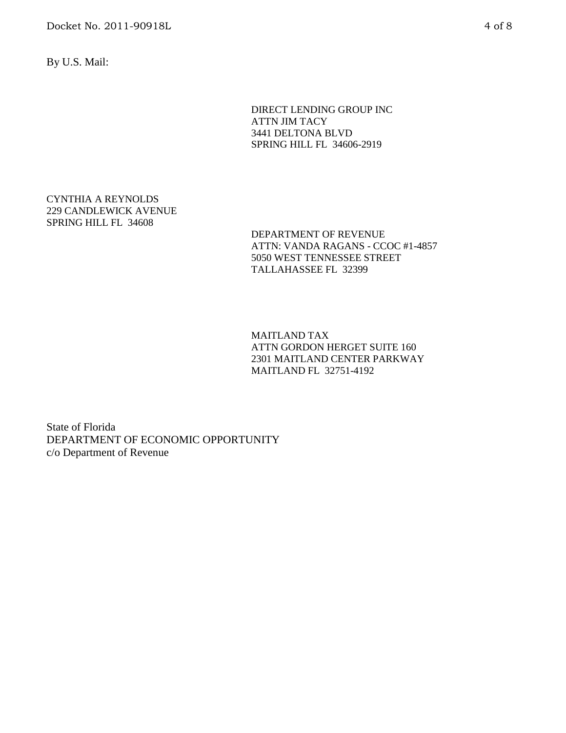By U.S. Mail:

DIRECT LENDING GROUP INC
ATTN JIM TACY
3441 DELTONA BLVD
SPRING HILL FL 34606-2919

CYNTHIA A REYNOLDS
229 CANDLEWICK AVENUE
SPRING HILL FL 34608

DEPARTMENT OF REVENUE
ATTN: VANDA RAGANS - CCOC #1-4857
5050 WEST TENNESSEE STREET
TALLAHASSEE FL 32399

MAITLAND TAX
ATTN GORDON HERGET SUITE 160
2301 MAITLAND CENTER PARKWAY
MAITLAND FL 32751-4192

State of Florida
DEPARTMENT OF ECONOMIC OPPORTUNITY
c/o Department of Revenue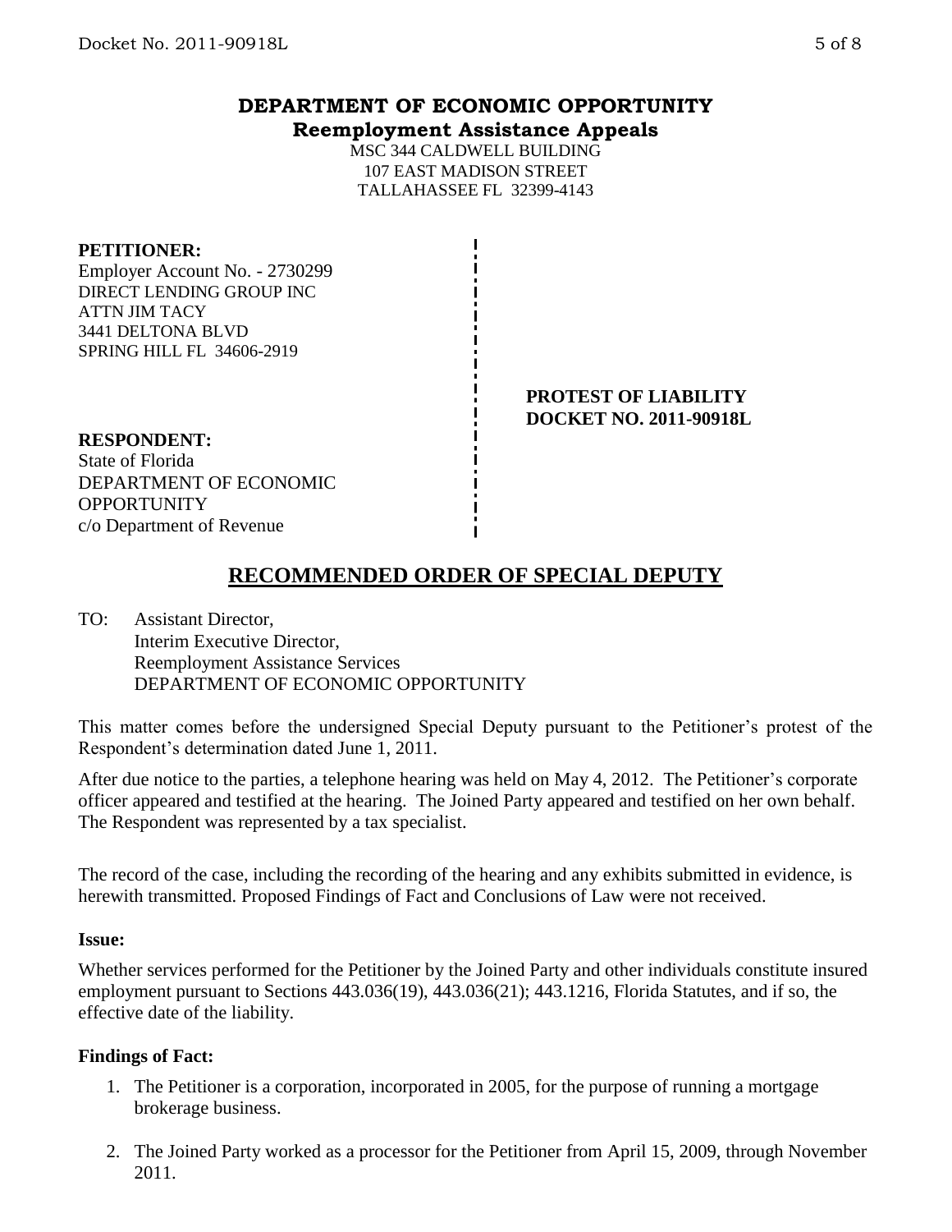**DEPARTMENT OF ECONOMIC OPPORTUNITY**
**Reemployment Assistance Appeals**

MSC 344 CALDWELL BUILDING
107 EAST MADISON STREET
TALLAHASSEE FL 32399-4143

**PETITIONER:**
Employer Account No. - 2730299
DIRECT LENDING GROUP INC
ATTN JIM TACY
3441 DELTONA BLVD
SPRING HILL FL 34606-2919

**PROTEST OF LIABILITY**
**DOCKET NO. 2011-90918L**

**RESPONDENT:**
State of Florida
DEPARTMENT OF ECONOMIC OPPORTUNITY
c/o Department of Revenue

## RECOMMENDED ORDER OF SPECIAL DEPUTY

TO: Assistant Director,
Interim Executive Director,
Reemployment Assistance Services
DEPARTMENT OF ECONOMIC OPPORTUNITY

This matter comes before the undersigned Special Deputy pursuant to the Petitioner's protest of the Respondent's determination dated June 1, 2011.

After due notice to the parties, a telephone hearing was held on May 4, 2012. The Petitioner's corporate officer appeared and testified at the hearing. The Joined Party appeared and testified on her own behalf. The Respondent was represented by a tax specialist.

The record of the case, including the recording of the hearing and any exhibits submitted in evidence, is herewith transmitted. Proposed Findings of Fact and Conclusions of Law were not received.

**Issue:**

Whether services performed for the Petitioner by the Joined Party and other individuals constitute insured employment pursuant to Sections 443.036(19), 443.036(21); 443.1216, Florida Statutes, and if so, the effective date of the liability.

**Findings of Fact:**

1. The Petitioner is a corporation, incorporated in 2005, for the purpose of running a mortgage brokerage business.

2. The Joined Party worked as a processor for the Petitioner from April 15, 2009, through November 2011.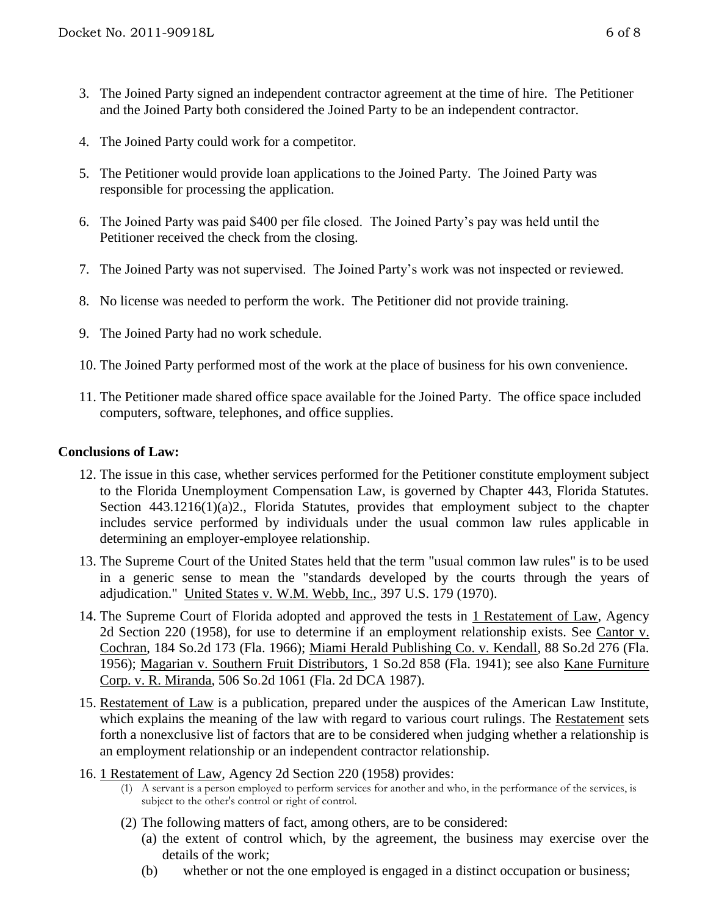3. The Joined Party signed an independent contractor agreement at the time of hire. The Petitioner and the Joined Party both considered the Joined Party to be an independent contractor.

4. The Joined Party could work for a competitor.

5. The Petitioner would provide loan applications to the Joined Party. The Joined Party was responsible for processing the application.

6. The Joined Party was paid $400 per file closed. The Joined Party's pay was held until the Petitioner received the check from the closing.

7. The Joined Party was not supervised. The Joined Party's work was not inspected or reviewed.

8. No license was needed to perform the work. The Petitioner did not provide training.

9. The Joined Party had no work schedule.

10. The Joined Party performed most of the work at the place of business for his own convenience.

11. The Petitioner made shared office space available for the Joined Party. The office space included computers, software, telephones, and office supplies.

**Conclusions of Law:**

12. The issue in this case, whether services performed for the Petitioner constitute employment subject to the Florida Unemployment Compensation Law, is governed by Chapter 443, Florida Statutes. Section 443.1216(1)(a)2., Florida Statutes, provides that employment subject to the chapter includes service performed by individuals under the usual common law rules applicable in determining an employer-employee relationship.

13. The Supreme Court of the United States held that the term "usual common law rules" is to be used in a generic sense to mean the "standards developed by the courts through the years of adjudication." United States v. W.M. Webb, Inc., 397 U.S. 179 (1970).

14. The Supreme Court of Florida adopted and approved the tests in 1 Restatement of Law, Agency 2d Section 220 (1958), for use to determine if an employment relationship exists. See Cantor v. Cochran, 184 So.2d 173 (Fla. 1966); Miami Herald Publishing Co. v. Kendall, 88 So.2d 276 (Fla. 1956); Magarian v. Southern Fruit Distributors, 1 So.2d 858 (Fla. 1941); see also Kane Furniture Corp. v. R. Miranda, 506 So.2d 1061 (Fla. 2d DCA 1987).

15. Restatement of Law is a publication, prepared under the auspices of the American Law Institute, which explains the meaning of the law with regard to various court rulings. The Restatement sets forth a nonexclusive list of factors that are to be considered when judging whether a relationship is an employment relationship or an independent contractor relationship.

16. 1 Restatement of Law, Agency 2d Section 220 (1958) provides:

    (1) A servant is a person employed to perform services for another and who, in the performance of the services, is subject to the other's control or right of control.

    (2) The following matters of fact, among others, are to be considered:

    (a) the extent of control which, by the agreement, the business may exercise over the details of the work;

    (b) whether or not the one employed is engaged in a distinct occupation or business;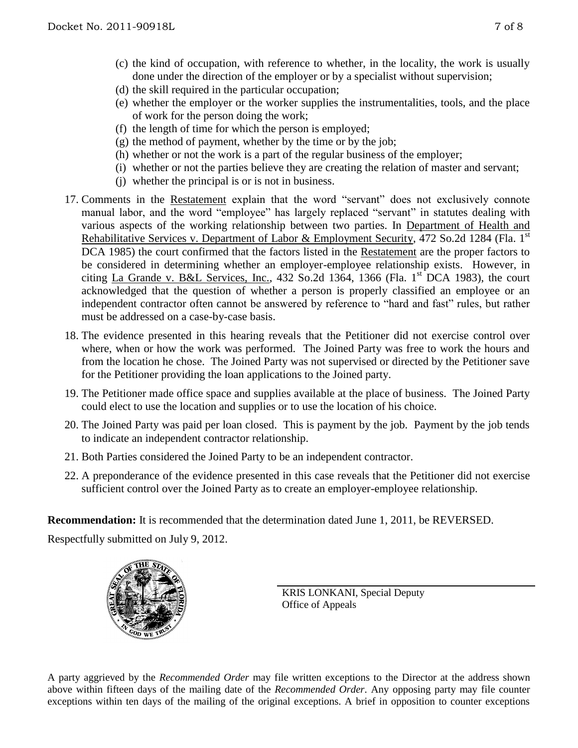(c) the kind of occupation, with reference to whether, in the locality, the work is usually done under the direction of the employer or by a specialist without supervision;
(d) the skill required in the particular occupation;
(e) whether the employer or the worker supplies the instrumentalities, tools, and the place of work for the person doing the work;
(f) the length of time for which the person is employed;
(g) the method of payment, whether by the time or by the job;
(h) whether or not the work is a part of the regular business of the employer;
(i) whether or not the parties believe they are creating the relation of master and servant;
(j) whether the principal is or is not in business.

17. Comments in the Restatement explain that the word "servant" does not exclusively connote manual labor, and the word "employee" has largely replaced "servant" in statutes dealing with various aspects of the working relationship between two parties. In Department of Health and Rehabilitative Services v. Department of Labor & Employment Security, 472 So.2d 1284 (Fla. 1st DCA 1985) the court confirmed that the factors listed in the Restatement are the proper factors to be considered in determining whether an employer-employee relationship exists. However, in citing La Grande v. B&L Services, Inc., 432 So.2d 1364, 1366 (Fla. 1st DCA 1983), the court acknowledged that the question of whether a person is properly classified an employee or an independent contractor often cannot be answered by reference to "hard and fast" rules, but rather must be addressed on a case-by-case basis.

18. The evidence presented in this hearing reveals that the Petitioner did not exercise control over where, when or how the work was performed. The Joined Party was free to work the hours and from the location he chose. The Joined Party was not supervised or directed by the Petitioner save for the Petitioner providing the loan applications to the Joined party.

19. The Petitioner made office space and supplies available at the place of business. The Joined Party could elect to use the location and supplies or to use the location of his choice.

20. The Joined Party was paid per loan closed. This is payment by the job. Payment by the job tends to indicate an independent contractor relationship.

21. Both Parties considered the Joined Party to be an independent contractor.

22. A preponderance of the evidence presented in this case reveals that the Petitioner did not exercise sufficient control over the Joined Party as to create an employer-employee relationship.

**Recommendation:** It is recommended that the determination dated June 1, 2011, be REVERSED.

Respectfully submitted on July 9, 2012.

KRIS LONKANI, Special Deputy
Office of Appeals

A party aggrieved by the *Recommended Order* may file written exceptions to the Director at the address shown above within fifteen days of the mailing date of the *Recommended Order*. Any opposing party may file counter exceptions within ten days of the mailing of the original exceptions. A brief in opposition to counter exceptions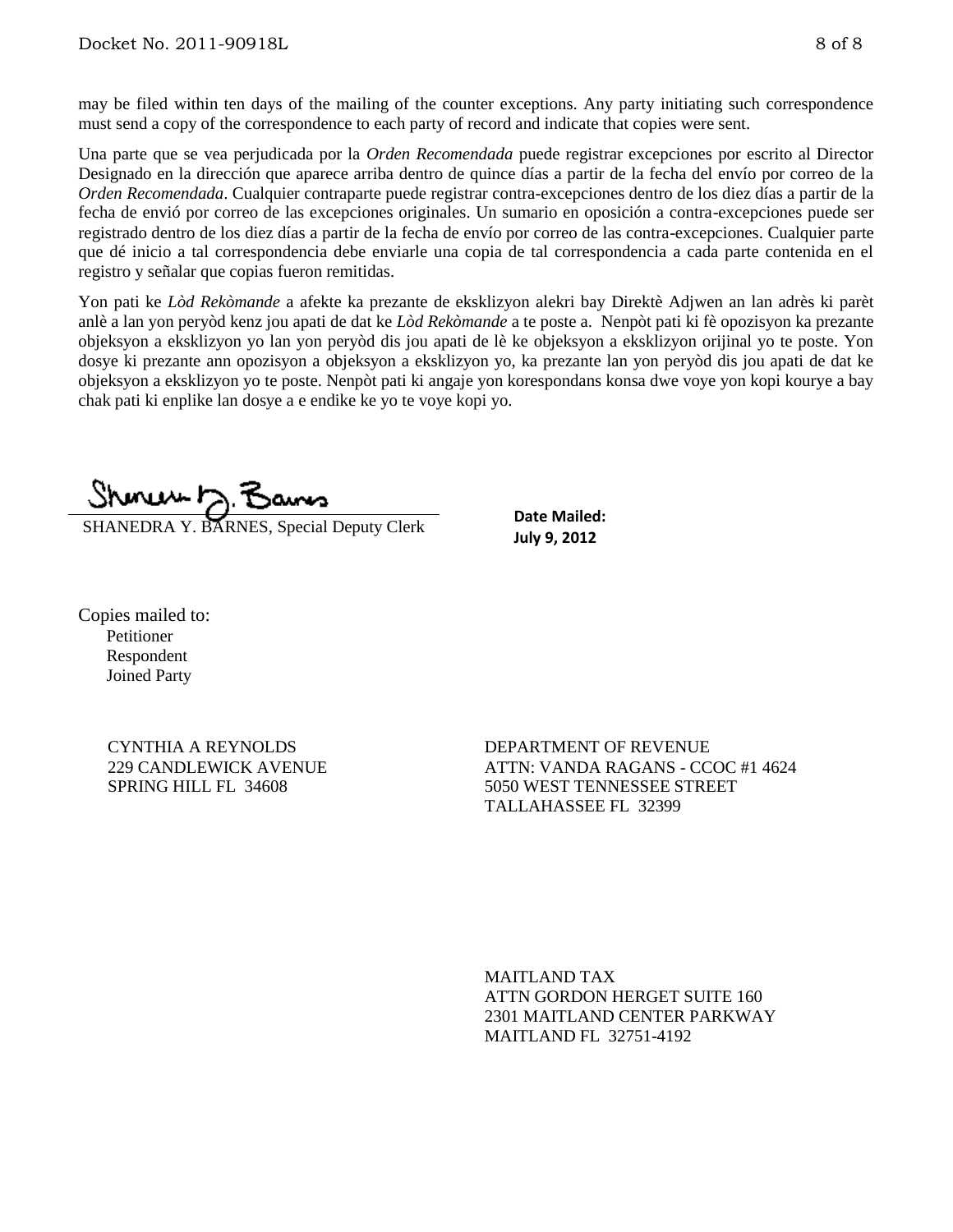may be filed within ten days of the mailing of the counter exceptions. Any party initiating such correspondence must send a copy of the correspondence to each party of record and indicate that copies were sent.

Una parte que se vea perjudicada por la *Orden Recomendada* puede registrar excepciones por escrito al Director Designado en la dirección que aparece arriba dentro de quince días a partir de la fecha del envío por correo de la *Orden Recomendada*. Cualquier contraparte puede registrar contra-excepciones dentro de los diez días a partir de la fecha de envió por correo de las excepciones originales. Un sumario en oposición a contra-excepciones puede ser registrado dentro de los diez días a partir de la fecha de envío por correo de las contra-excepciones. Cualquier parte que dé inicio a tal correspondencia debe enviarle una copia de tal correspondencia a cada parte contenida en el registro y señalar que copias fueron remitidas.

Yon pati ke *Lòd Rekòmande* a afekte ka prezante de eksklizyon alekri bay Direktè Adjwen an lan adrès ki parèt anlè a lan yon peryòd kenz jou apati de dat ke *Lòd Rekòmande* a te poste a. Nenpòt pati ki fè opozisyon ka prezante objeksyon a eksklizyon yo lan yon peryòd dis jou apati de lè ke objeksyon a eksklizyon orijinal yo te poste. Yon dosye ki prezante ann opozisyon a objeksyon a eksklizyon yo, ka prezante lan yon peryòd dis jou apati de dat ke objeksyon a eksklizyon yo te poste. Nenpòt pati ki angaje yon korespondans konsa dwe voye yon kopi kourye a bay chak pati ki enplike lan dosye a e endike ke yo te voye kopi yo.

SHANEDRA Y. BARNES, Special Deputy Clerk

**Date Mailed:**
**July 9, 2012**

Copies mailed to:
Petitioner
Respondent
Joined Party

CYNTHIA A REYNOLDS
229 CANDLEWICK AVENUE
SPRING HILL FL 34608

DEPARTMENT OF REVENUE
ATTN: VANDA RAGANS - CCOC #1 4624
5050 WEST TENNESSEE STREET
TALLAHASSEE FL 32399

MAITLAND TAX
ATTN GORDON HERGET SUITE 160
2301 MAITLAND CENTER PARKWAY
MAITLAND FL 32751-4192